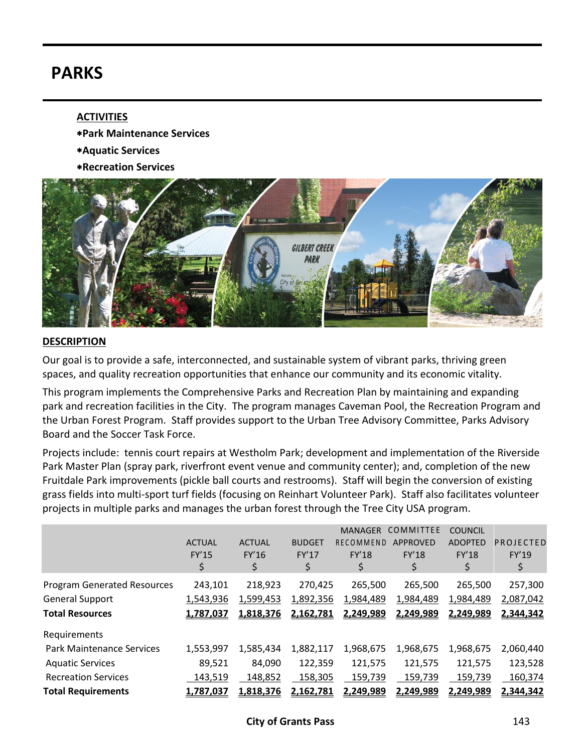# PARKS

**ACTIVITIES**

- **Park Maintenance Services**
- **Aquatic Services**
- **Recreation Services**

**DESCRIPTION**

Our goal is to provide a safe, interconnected, and sustainable system of vibrant parks, thriving green spaces, and quality recreation opportunities that enhance our community and its economic vitality.

This program implements the Comprehensive Parks and Recreation Plan by maintaining and expanding park and recreation facilities in the City. The program manages Caveman Pool, the Recreation Program and the Urban Forest Program. Staff provides support to the Urban Tree Advisory Committee, Parks Advisory Board and the Soccer Task Force.

Projects include: tennis court repairs at Westholm Park; development and implementation of the Riverside Park Master Plan (spray park, riverfront event venue and community center); and, completion of the new Fruitdale Park improvements (pickle ball courts and restrooms). Staff will begin the conversion of existing grass fields into multi-sport turf fields (focusing on Reinhart Volunteer Park). Staff also facilitates volunteer projects in multiple parks and manages the urban forest through the Tree City USA program.

| | ACTUAL FY'15 $ | ACTUAL FY'16 $ | BUDGET FY'17 $ | MANAGER RECOMMEND FY'18 $ | COMMITTEE APPROVED FY'18 $ | COUNCIL ADOPTED FY'18 $ | PROJECTED FY'19 $ |
|---|---|---|---|---|---|---|---|
| Program Generated Resources | 243,101 | 218,923 | 270,425 | 265,500 | 265,500 | 265,500 | 257,300 |
| General Support | 1,543,936 | 1,599,453 | 1,892,356 | 1,984,489 | 1,984,489 | 1,984,489 | 2,087,042 |
| **Total Resources** | **1,787,037** | **1,818,376** | **2,162,781** | **2,249,989** | **2,249,989** | **2,249,989** | **2,344,342** |
| Requirements | | | | | | | |
| Park Maintenance Services | 1,553,997 | 1,585,434 | 1,882,117 | 1,968,675 | 1,968,675 | 1,968,675 | 2,060,440 |
| Aquatic Services | 89,521 | 84,090 | 122,359 | 121,575 | 121,575 | 121,575 | 123,528 |
| Recreation Services | 143,519 | 148,852 | 158,305 | 159,739 | 159,739 | 159,739 | 160,374 |
| **Total Requirements** | **1,787,037** | **1,818,376** | **2,162,781** | **2,249,989** | **2,249,989** | **2,249,989** | **2,344,342** |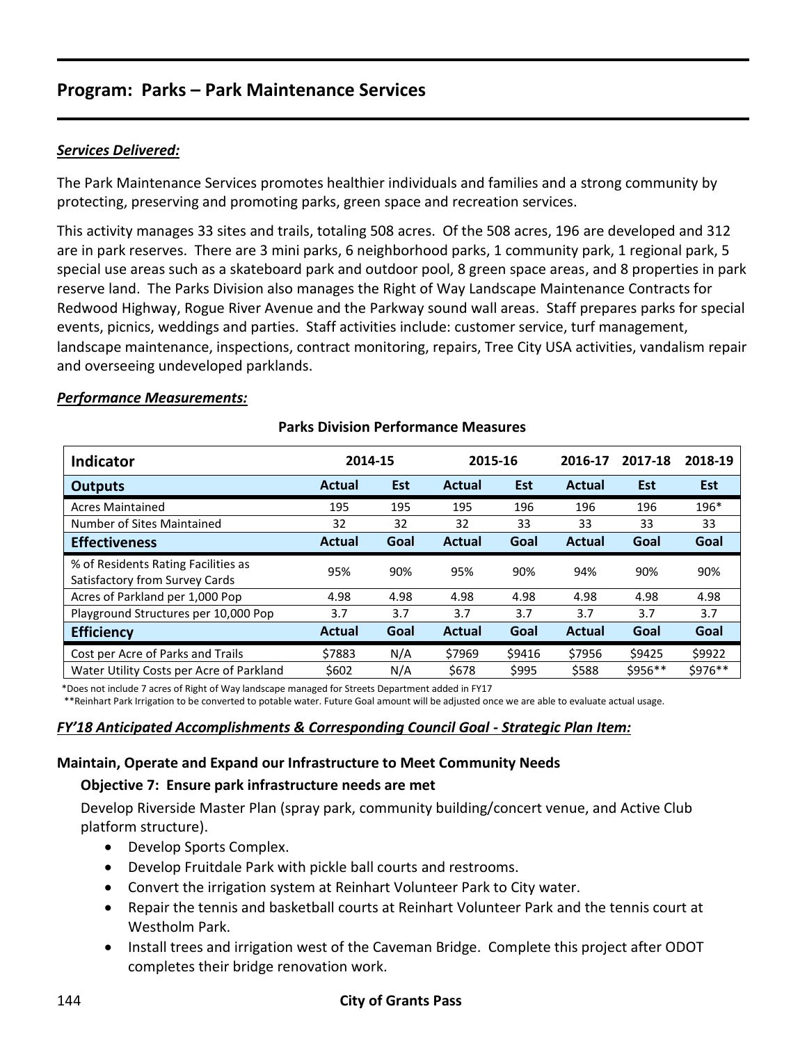## Program: Parks – Park Maintenance Services

***Services Delivered:***

The Park Maintenance Services promotes healthier individuals and families and a strong community by protecting, preserving and promoting parks, green space and recreation services.

This activity manages 33 sites and trails, totaling 508 acres. Of the 508 acres, 196 are developed and 312 are in park reserves. There are 3 mini parks, 6 neighborhood parks, 1 community park, 1 regional park, 5 special use areas such as a skateboard park and outdoor pool, 8 green space areas, and 8 properties in park reserve land. The Parks Division also manages the Right of Way Landscape Maintenance Contracts for Redwood Highway, Rogue River Avenue and the Parkway sound wall areas. Staff prepares parks for special events, picnics, weddings and parties. Staff activities include: customer service, turf management, landscape maintenance, inspections, contract monitoring, repairs, Tree City USA activities, vandalism repair and overseeing undeveloped parklands.

***Performance Measurements:***

**Parks Division Performance Measures**

| Indicator | 2014-15 | | 2015-16 | | 2016-17 | 2017-18 | 2018-19 |
|---|---|---|---|---|---|---|---|
| **Outputs** | **Actual** | **Est** | **Actual** | **Est** | **Actual** | **Est** | **Est** |
| Acres Maintained | 195 | 195 | 195 | 196 | 196 | 196 | 196* |
| Number of Sites Maintained | 32 | 32 | 32 | 33 | 33 | 33 | 33 |
| **Effectiveness** | **Actual** | **Goal** | **Actual** | **Goal** | **Actual** | **Goal** | **Goal** |
| % of Residents Rating Facilities as Satisfactory from Survey Cards | 95% | 90% | 95% | 90% | 94% | 90% | 90% |
| Acres of Parkland per 1,000 Pop | 4.98 | 4.98 | 4.98 | 4.98 | 4.98 | 4.98 | 4.98 |
| Playground Structures per 10,000 Pop | 3.7 | 3.7 | 3.7 | 3.7 | 3.7 | 3.7 | 3.7 |
| **Efficiency** | **Actual** | **Goal** | **Actual** | **Goal** | **Actual** | **Goal** | **Goal** |
| Cost per Acre of Parks and Trails | $7883 | N/A | $7969 | $9416 | $7956 | $9425 | $9922 |
| Water Utility Costs per Acre of Parkland | $602 | N/A | $678 | $995 | $588 | $956** | $976** |

*Does not include 7 acres of Right of Way landscape managed for Streets Department added in FY17

**Reinhart Park Irrigation to be converted to potable water. Future Goal amount will be adjusted once we are able to evaluate actual usage.

***FY'18 Anticipated Accomplishments & Corresponding Council Goal - Strategic Plan Item:***

**Maintain, Operate and Expand our Infrastructure to Meet Community Needs**

**Objective 7: Ensure park infrastructure needs are met**

Develop Riverside Master Plan (spray park, community building/concert venue, and Active Club platform structure).

- Develop Sports Complex.
- Develop Fruitdale Park with pickle ball courts and restrooms.
- Convert the irrigation system at Reinhart Volunteer Park to City water.
- Repair the tennis and basketball courts at Reinhart Volunteer Park and the tennis court at Westholm Park.
- Install trees and irrigation west of the Caveman Bridge. Complete this project after ODOT completes their bridge renovation work.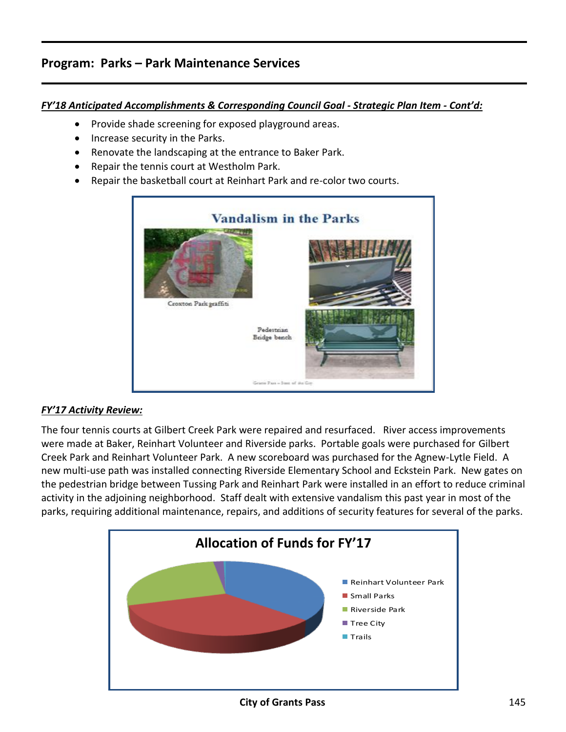## Program: Parks – Park Maintenance Services

***FY'18 Anticipated Accomplishments & Corresponding Council Goal - Strategic Plan Item - Cont'd:***

- Provide shade screening for exposed playground areas.
- Increase security in the Parks.
- Renovate the landscaping at the entrance to Baker Park.
- Repair the tennis court at Westholm Park.
- Repair the basketball court at Reinhart Park and re-color two courts.

**Vandalism in the Parks**

Croxton Park graffiti

Pedestrian Bridge bench

***FY'17 Activity Review:***

The four tennis courts at Gilbert Creek Park were repaired and resurfaced. River access improvements were made at Baker, Reinhart Volunteer and Riverside parks. Portable goals were purchased for Gilbert Creek Park and Reinhart Volunteer Park. A new scoreboard was purchased for the Agnew-Lytle Field. A new multi-use path was installed connecting Riverside Elementary School and Eckstein Park. New gates on the pedestrian bridge between Tussing Park and Reinhart Park were installed in an effort to reduce criminal activity in the adjoining neighborhood. Staff dealt with extensive vandalism this past year in most of the parks, requiring additional maintenance, repairs, and additions of security features for several of the parks.

**Allocation of Funds for FY'17**

- Reinhart Volunteer Park
- Small Parks
- Riverside Park
- Tree City
- Trails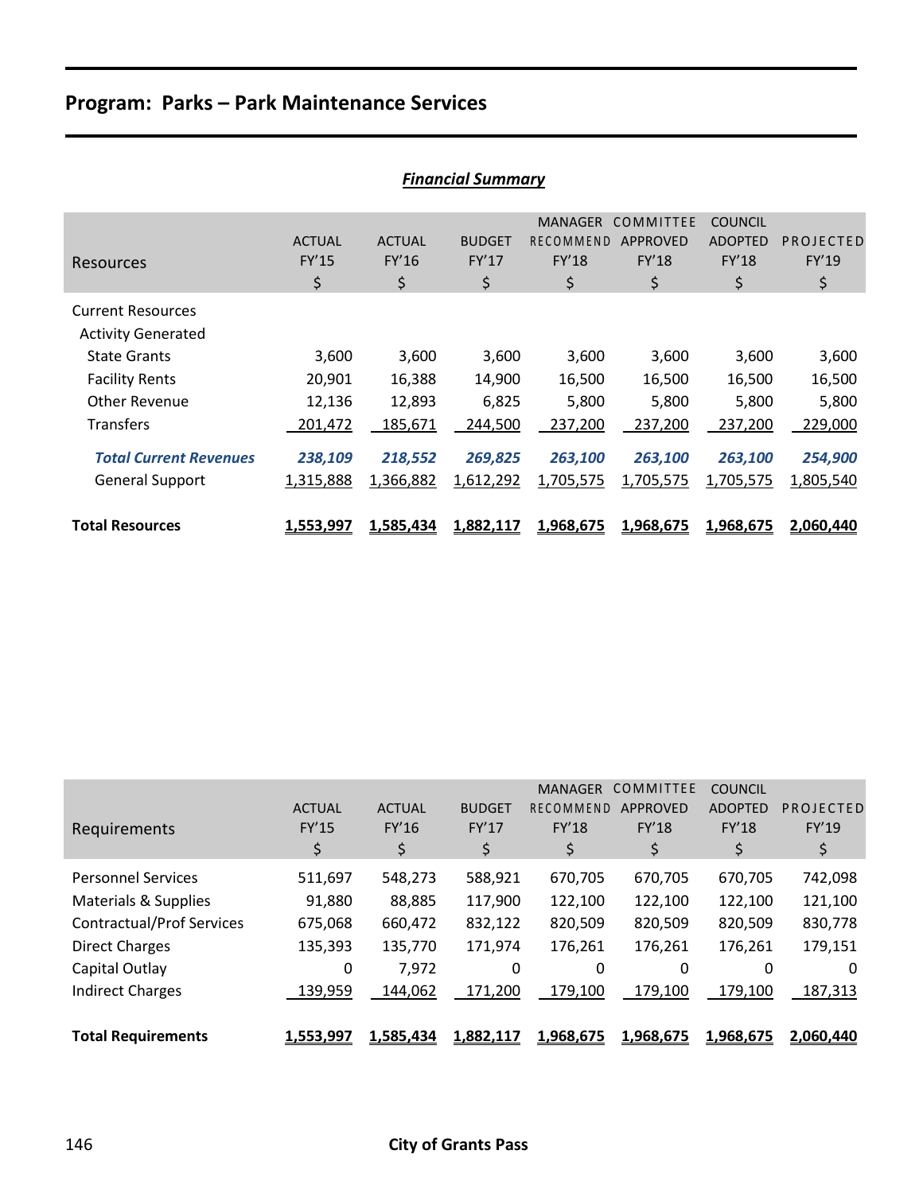## Program: Parks – Park Maintenance Services

***Financial Summary***

| Resources | ACTUAL FY'15 $ | ACTUAL FY'16 $ | BUDGET FY'17 $ | MANAGER RECOMMEND FY'18 $ | COMMITTEE APPROVED FY'18 $ | COUNCIL ADOPTED FY'18 $ | PROJECTED FY'19 $ |
|---|---|---|---|---|---|---|---|
| Current Resources | | | | | | | |
| Activity Generated | | | | | | | |
| State Grants | 3,600 | 3,600 | 3,600 | 3,600 | 3,600 | 3,600 | 3,600 |
| Facility Rents | 20,901 | 16,388 | 14,900 | 16,500 | 16,500 | 16,500 | 16,500 |
| Other Revenue | 12,136 | 12,893 | 6,825 | 5,800 | 5,800 | 5,800 | 5,800 |
| Transfers | 201,472 | 185,671 | 244,500 | 237,200 | 237,200 | 237,200 | 229,000 |
| ***Total Current Revenues*** | ***238,109*** | ***218,552*** | ***269,825*** | ***263,100*** | ***263,100*** | ***263,100*** | ***254,900*** |
| General Support | 1,315,888 | 1,366,882 | 1,612,292 | 1,705,575 | 1,705,575 | 1,705,575 | 1,805,540 |
| **Total Resources** | **1,553,997** | **1,585,434** | **1,882,117** | **1,968,675** | **1,968,675** | **1,968,675** | **2,060,440** |

| Requirements | ACTUAL FY'15 $ | ACTUAL FY'16 $ | BUDGET FY'17 $ | MANAGER RECOMMEND FY'18 $ | COMMITTEE APPROVED FY'18 $ | COUNCIL ADOPTED FY'18 $ | PROJECTED FY'19 $ |
|---|---|---|---|---|---|---|---|
| Personnel Services | 511,697 | 548,273 | 588,921 | 670,705 | 670,705 | 670,705 | 742,098 |
| Materials & Supplies | 91,880 | 88,885 | 117,900 | 122,100 | 122,100 | 122,100 | 121,100 |
| Contractual/Prof Services | 675,068 | 660,472 | 832,122 | 820,509 | 820,509 | 820,509 | 830,778 |
| Direct Charges | 135,393 | 135,770 | 171,974 | 176,261 | 176,261 | 176,261 | 179,151 |
| Capital Outlay | 0 | 7,972 | 0 | 0 | 0 | 0 | 0 |
| Indirect Charges | 139,959 | 144,062 | 171,200 | 179,100 | 179,100 | 179,100 | 187,313 |
| **Total Requirements** | **1,553,997** | **1,585,434** | **1,882,117** | **1,968,675** | **1,968,675** | **1,968,675** | **2,060,440** |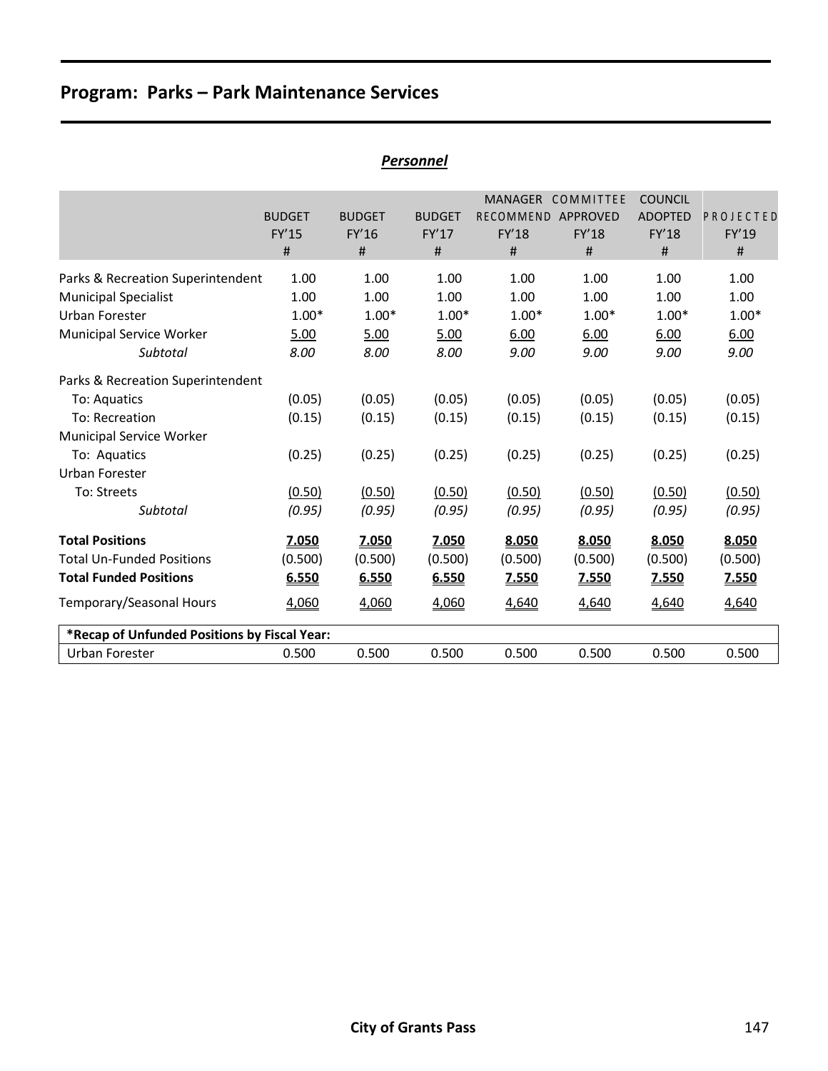# Program: Parks – Park Maintenance Services

## *Personnel*

| | BUDGET FY'15 # | BUDGET FY'16 # | BUDGET FY'17 # | MANAGER RECOMMEND FY'18 # | COMMITTEE APPROVED FY'18 # | COUNCIL ADOPTED FY'18 # | PROJECTED FY'19 # |
|---|---|---|---|---|---|---|---|
| Parks & Recreation Superintendent | 1.00 | 1.00 | 1.00 | 1.00 | 1.00 | 1.00 | 1.00 |
| Municipal Specialist | 1.00 | 1.00 | 1.00 | 1.00 | 1.00 | 1.00 | 1.00 |
| Urban Forester | 1.00* | 1.00* | 1.00* | 1.00* | 1.00* | 1.00* | 1.00* |
| Municipal Service Worker | 5.00 | 5.00 | 5.00 | 6.00 | 6.00 | 6.00 | 6.00 |
| *Subtotal* | *8.00* | *8.00* | *8.00* | *9.00* | *9.00* | *9.00* | *9.00* |
| Parks & Recreation Superintendent | | | | | | | |
| To: Aquatics | (0.05) | (0.05) | (0.05) | (0.05) | (0.05) | (0.05) | (0.05) |
| To: Recreation | (0.15) | (0.15) | (0.15) | (0.15) | (0.15) | (0.15) | (0.15) |
| Municipal Service Worker | | | | | | | |
| To: Aquatics | (0.25) | (0.25) | (0.25) | (0.25) | (0.25) | (0.25) | (0.25) |
| Urban Forester | | | | | | | |
| To: Streets | (0.50) | (0.50) | (0.50) | (0.50) | (0.50) | (0.50) | (0.50) |
| *Subtotal* | *(0.95)* | *(0.95)* | *(0.95)* | *(0.95)* | *(0.95)* | *(0.95)* | *(0.95)* |
| **Total Positions** | **7.050** | **7.050** | **7.050** | **8.050** | **8.050** | **8.050** | **8.050** |
| Total Un-Funded Positions | (0.500) | (0.500) | (0.500) | (0.500) | (0.500) | (0.500) | (0.500) |
| **Total Funded Positions** | **6.550** | **6.550** | **6.550** | **7.550** | **7.550** | **7.550** | **7.550** |
| Temporary/Seasonal Hours | 4,060 | 4,060 | 4,060 | 4,640 | 4,640 | 4,640 | 4,640 |

| **\*Recap of Unfunded Positions by Fiscal Year:** | | | | | | | |
|---|---|---|---|---|---|---|---|
| Urban Forester | 0.500 | 0.500 | 0.500 | 0.500 | 0.500 | 0.500 | 0.500 |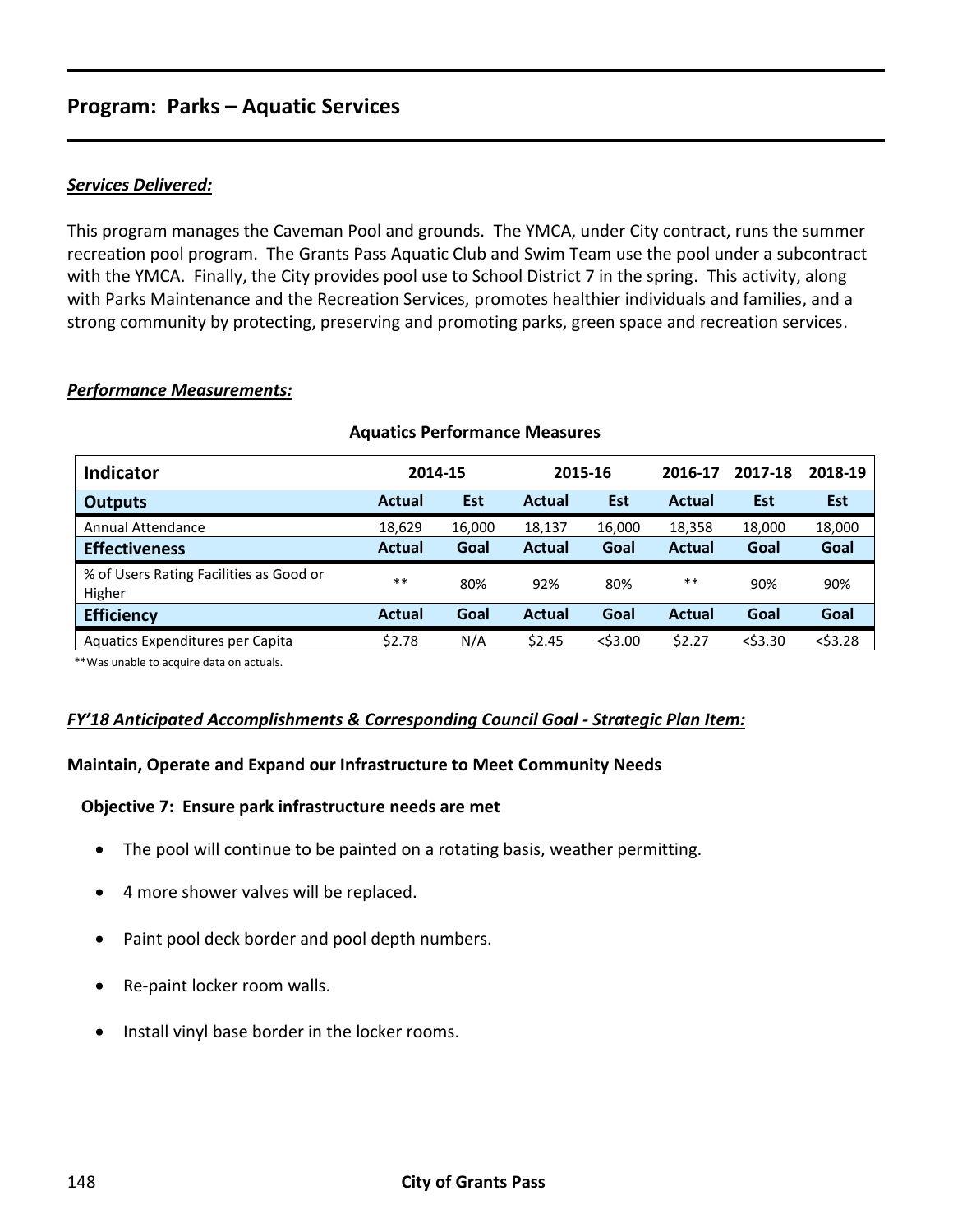## Program: Parks – Aquatic Services

***Services Delivered:***

This program manages the Caveman Pool and grounds. The YMCA, under City contract, runs the summer recreation pool program. The Grants Pass Aquatic Club and Swim Team use the pool under a subcontract with the YMCA. Finally, the City provides pool use to School District 7 in the spring. This activity, along with Parks Maintenance and the Recreation Services, promotes healthier individuals and families, and a strong community by protecting, preserving and promoting parks, green space and recreation services.

***Performance Measurements:***

**Aquatics Performance Measures**

| Indicator | 2014-15 | | 2015-16 | | 2016-17 | 2017-18 | 2018-19 |
|---|---|---|---|---|---|---|---|
| **Outputs** | **Actual** | **Est** | **Actual** | **Est** | **Actual** | **Est** | **Est** |
| Annual Attendance | 18,629 | 16,000 | 18,137 | 16,000 | 18,358 | 18,000 | 18,000 |
| **Effectiveness** | **Actual** | **Goal** | **Actual** | **Goal** | **Actual** | **Goal** | **Goal** |
| % of Users Rating Facilities as Good or Higher | ** | 80% | 92% | 80% | ** | 90% | 90% |
| **Efficiency** | **Actual** | **Goal** | **Actual** | **Goal** | **Actual** | **Goal** | **Goal** |
| Aquatics Expenditures per Capita | $2.78 | N/A | $2.45 | <$3.00 | $2.27 | <$3.30 | <$3.28 |

**Was unable to acquire data on actuals.

***FY'18 Anticipated Accomplishments & Corresponding Council Goal - Strategic Plan Item:***

**Maintain, Operate and Expand our Infrastructure to Meet Community Needs**

**Objective 7: Ensure park infrastructure needs are met**

- The pool will continue to be painted on a rotating basis, weather permitting.
- 4 more shower valves will be replaced.
- Paint pool deck border and pool depth numbers.
- Re-paint locker room walls.
- Install vinyl base border in the locker rooms.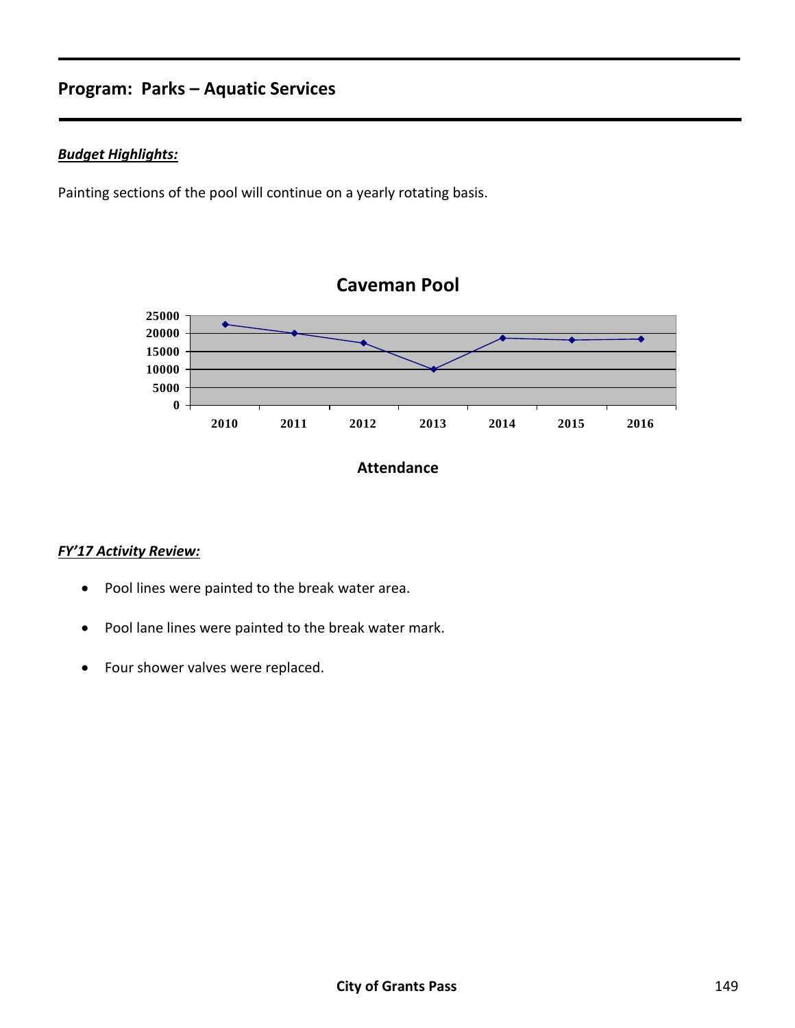## Program: Parks – Aquatic Services

***Budget Highlights:***

Painting sections of the pool will continue on a yearly rotating basis.

**Caveman Pool**

**Attendance**

***FY'17 Activity Review:***

- Pool lines were painted to the break water area.
- Pool lane lines were painted to the break water mark.
- Four shower valves were replaced.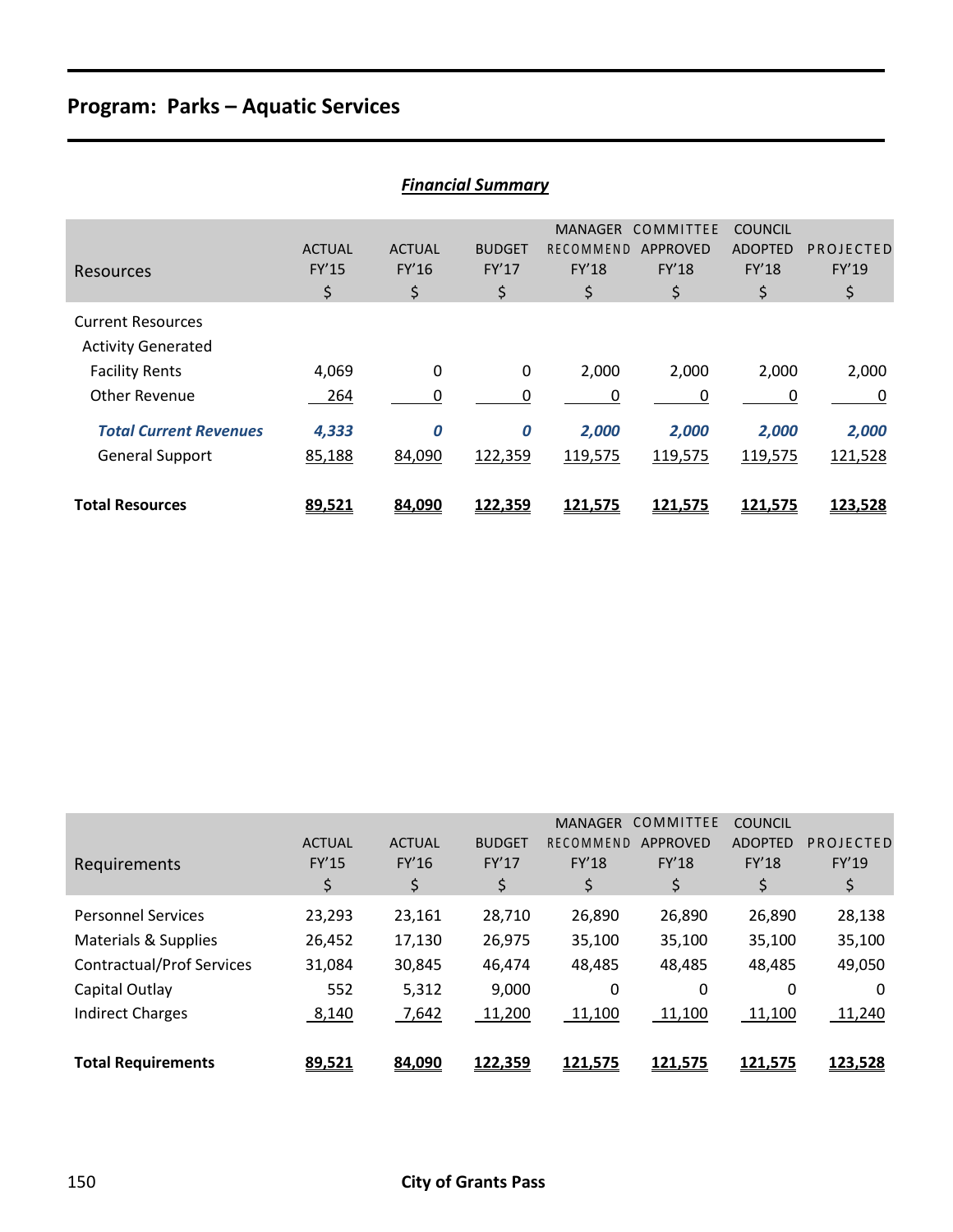## Program: Parks – Aquatic Services

### *Financial Summary*

| Resources | ACTUAL FY'15 $ | ACTUAL FY'16 $ | BUDGET FY'17 $ | MANAGER RECOMMEND FY'18 $ | COMMITTEE APPROVED FY'18 $ | COUNCIL ADOPTED FY'18 $ | PROJECTED FY'19 $ |
|---|---|---|---|---|---|---|---|
| Current Resources | | | | | | | |
| Activity Generated | | | | | | | |
| Facility Rents | 4,069 | 0 | 0 | 2,000 | 2,000 | 2,000 | 2,000 |
| Other Revenue | 264 | 0 | 0 | 0 | 0 | 0 | 0 |
| ***Total Current Revenues*** | ***4,333*** | ***0*** | ***0*** | ***2,000*** | ***2,000*** | ***2,000*** | ***2,000*** |
| General Support | 85,188 | 84,090 | 122,359 | 119,575 | 119,575 | 119,575 | 121,528 |
| **Total Resources** | **89,521** | **84,090** | **122,359** | **121,575** | **121,575** | **121,575** | **123,528** |

| Requirements | ACTUAL FY'15 $ | ACTUAL FY'16 $ | BUDGET FY'17 $ | MANAGER RECOMMEND FY'18 $ | COMMITTEE APPROVED FY'18 $ | COUNCIL ADOPTED FY'18 $ | PROJECTED FY'19 $ |
|---|---|---|---|---|---|---|---|
| Personnel Services | 23,293 | 23,161 | 28,710 | 26,890 | 26,890 | 26,890 | 28,138 |
| Materials & Supplies | 26,452 | 17,130 | 26,975 | 35,100 | 35,100 | 35,100 | 35,100 |
| Contractual/Prof Services | 31,084 | 30,845 | 46,474 | 48,485 | 48,485 | 48,485 | 49,050 |
| Capital Outlay | 552 | 5,312 | 9,000 | 0 | 0 | 0 | 0 |
| Indirect Charges | 8,140 | 7,642 | 11,200 | 11,100 | 11,100 | 11,100 | 11,240 |
| **Total Requirements** | **89,521** | **84,090** | **122,359** | **121,575** | **121,575** | **121,575** | **123,528** |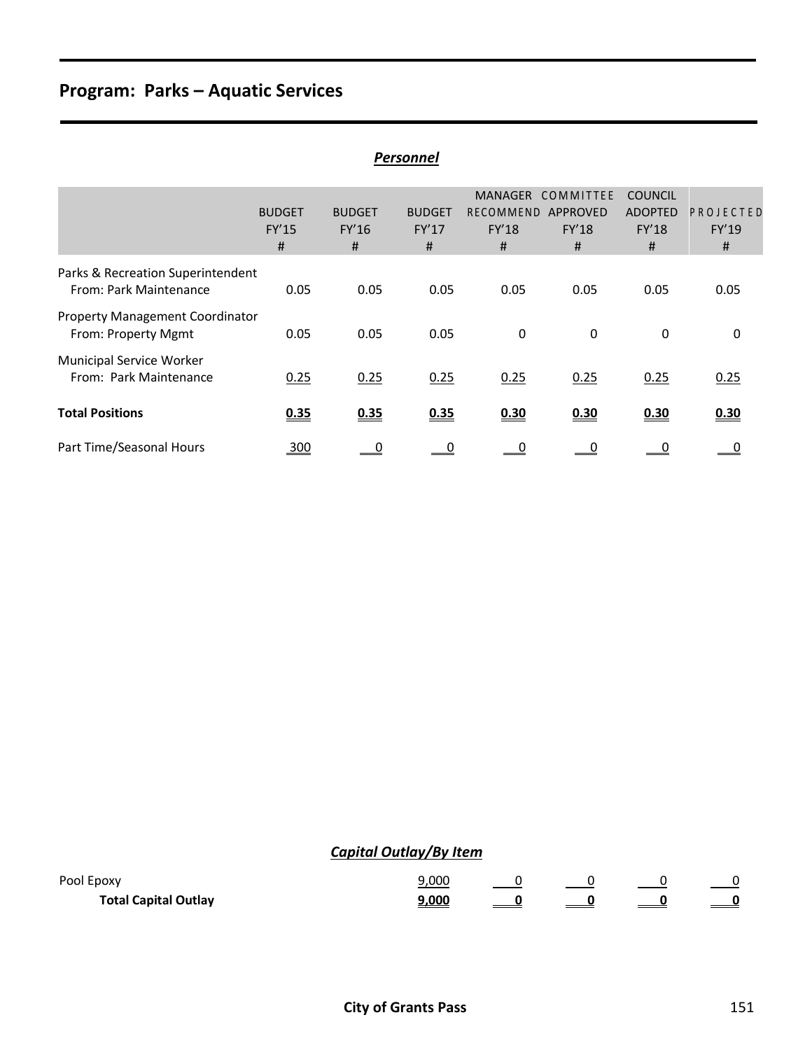## Program: Parks – Aquatic Services

### *Personnel*

| | BUDGET FY'15 # | BUDGET FY'16 # | BUDGET FY'17 # | MANAGER RECOMMEND FY'18 # | COMMITTEE APPROVED FY'18 # | COUNCIL ADOPTED FY'18 # | PROJECTED FY'19 # |
|---|---|---|---|---|---|---|---|
| Parks & Recreation Superintendent From: Park Maintenance | 0.05 | 0.05 | 0.05 | 0.05 | 0.05 | 0.05 | 0.05 |
| Property Management Coordinator From: Property Mgmt | 0.05 | 0.05 | 0.05 | 0 | 0 | 0 | 0 |
| Municipal Service Worker From: Park Maintenance | 0.25 | 0.25 | 0.25 | 0.25 | 0.25 | 0.25 | 0.25 |
| **Total Positions** | **0.35** | **0.35** | **0.35** | **0.30** | **0.30** | **0.30** | **0.30** |
| Part Time/Seasonal Hours | 300 | 0 | 0 | 0 | 0 | 0 | 0 |

### *Capital Outlay/By Item*

| | BUDGET FY'17 | MANAGER RECOMMEND FY'18 | COMMITTEE APPROVED FY'18 | COUNCIL ADOPTED FY'18 | PROJECTED FY'19 |
|---|---|---|---|---|---|
| Pool Epoxy | 9,000 | 0 | 0 | 0 | 0 |
| **Total Capital Outlay** | **9,000** | **0** | **0** | **0** | **0** |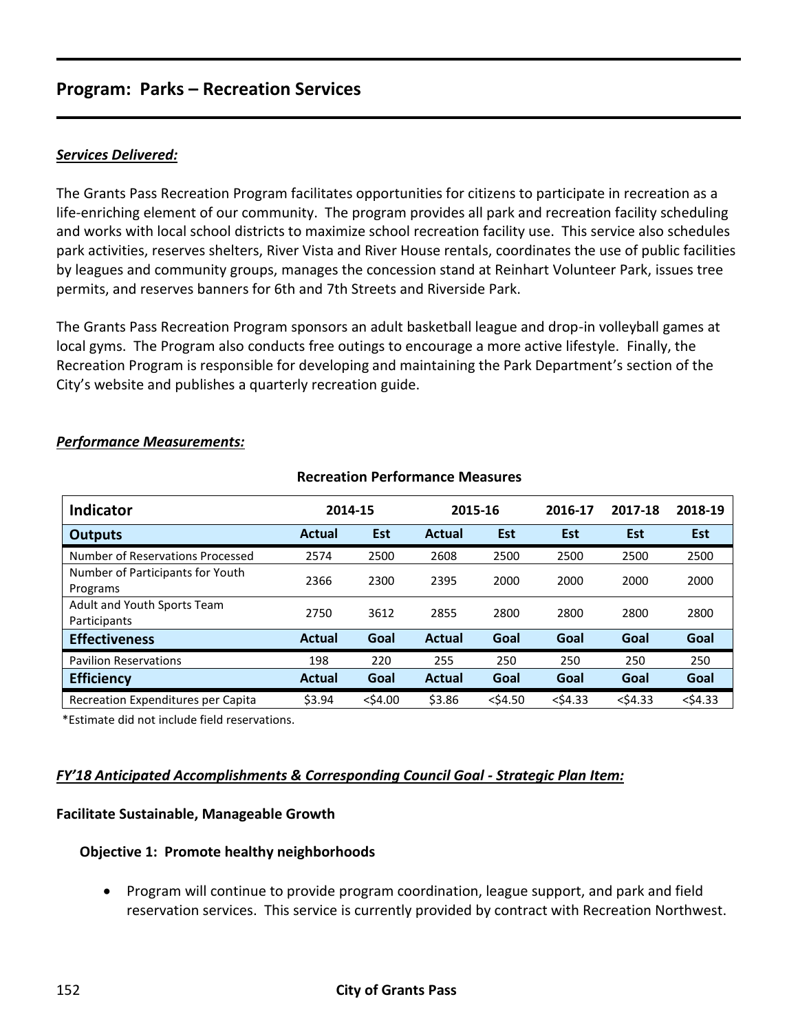## Program: Parks – Recreation Services

***Services Delivered:***

The Grants Pass Recreation Program facilitates opportunities for citizens to participate in recreation as a life-enriching element of our community. The program provides all park and recreation facility scheduling and works with local school districts to maximize school recreation facility use. This service also schedules park activities, reserves shelters, River Vista and River House rentals, coordinates the use of public facilities by leagues and community groups, manages the concession stand at Reinhart Volunteer Park, issues tree permits, and reserves banners for 6th and 7th Streets and Riverside Park.

The Grants Pass Recreation Program sponsors an adult basketball league and drop-in volleyball games at local gyms. The Program also conducts free outings to encourage a more active lifestyle. Finally, the Recreation Program is responsible for developing and maintaining the Park Department's section of the City's website and publishes a quarterly recreation guide.

***Performance Measurements:***

**Recreation Performance Measures**

| Indicator | 2014-15 | | 2015-16 | | 2016-17 | 2017-18 | 2018-19 |
|---|---|---|---|---|---|---|---|
| **Outputs** | **Actual** | **Est** | **Actual** | **Est** | **Est** | **Est** | **Est** |
| Number of Reservations Processed | 2574 | 2500 | 2608 | 2500 | 2500 | 2500 | 2500 |
| Number of Participants for Youth Programs | 2366 | 2300 | 2395 | 2000 | 2000 | 2000 | 2000 |
| Adult and Youth Sports Team Participants | 2750 | 3612 | 2855 | 2800 | 2800 | 2800 | 2800 |
| **Effectiveness** | **Actual** | **Goal** | **Actual** | **Goal** | **Goal** | **Goal** | **Goal** |
| Pavilion Reservations | 198 | 220 | 255 | 250 | 250 | 250 | 250 |
| **Efficiency** | **Actual** | **Goal** | **Actual** | **Goal** | **Goal** | **Goal** | **Goal** |
| Recreation Expenditures per Capita | $3.94 | <$4.00 | $3.86 | <$4.50 | <$4.33 | <$4.33 | <$4.33 |

*Estimate did not include field reservations.

***FY'18 Anticipated Accomplishments & Corresponding Council Goal - Strategic Plan Item:***

**Facilitate Sustainable, Manageable Growth**

**Objective 1: Promote healthy neighborhoods**

- Program will continue to provide program coordination, league support, and park and field reservation services. This service is currently provided by contract with Recreation Northwest.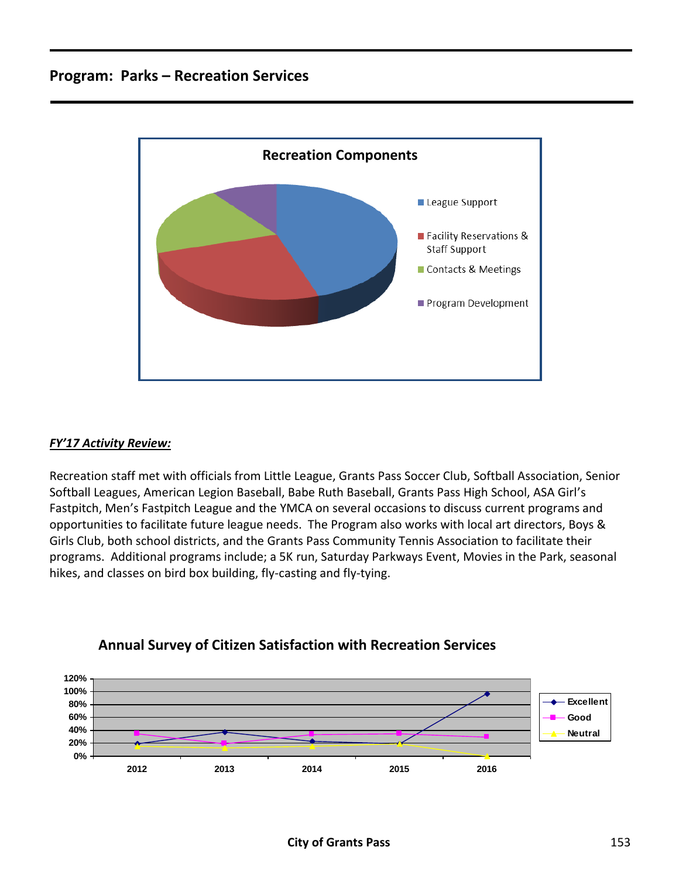## Program: Parks – Recreation Services

**Recreation Components**

- League Support
- Facility Reservations & Staff Support
- Contacts & Meetings
- Program Development

***FY'17 Activity Review:***

Recreation staff met with officials from Little League, Grants Pass Soccer Club, Softball Association, Senior Softball Leagues, American Legion Baseball, Babe Ruth Baseball, Grants Pass High School, ASA Girl's Fastpitch, Men's Fastpitch League and the YMCA on several occasions to discuss current programs and opportunities to facilitate future league needs. The Program also works with local art directors, Boys & Girls Club, both school districts, and the Grants Pass Community Tennis Association to facilitate their programs. Additional programs include; a 5K run, Saturday Parkways Event, Movies in the Park, seasonal hikes, and classes on bird box building, fly-casting and fly-tying.

**Annual Survey of Citizen Satisfaction with Recreation Services**

120%
100%
80%
60%
40%
20%
0%

2012 2013 2014 2015 2016

Excellent
Good
Neutral

City of Grants Pass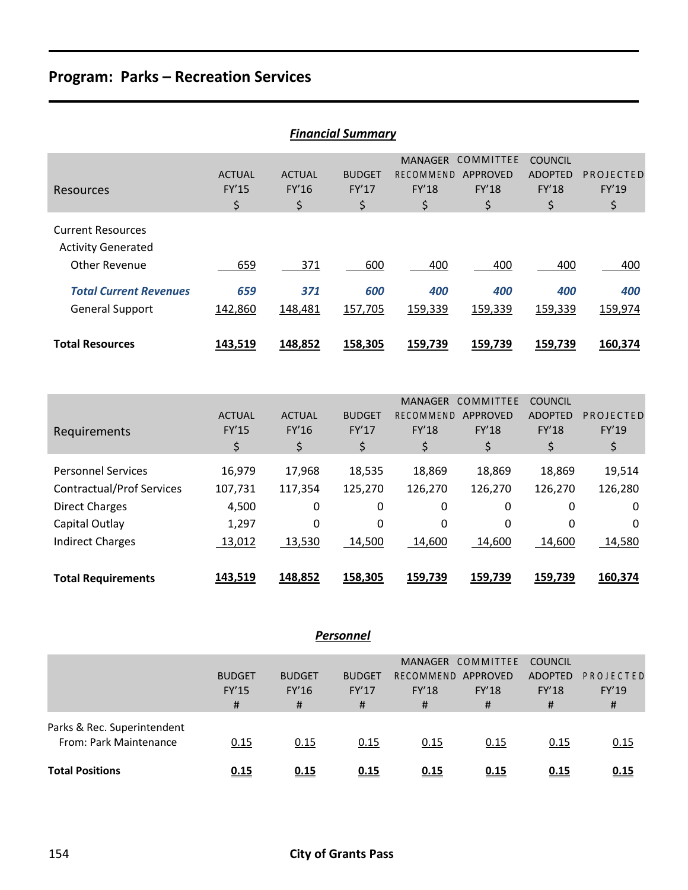## Program: Parks – Recreation Services

### *Financial Summary*

| Resources | ACTUAL FY'15 $ | ACTUAL FY'16 $ | BUDGET FY'17 $ | MANAGER RECOMMEND FY'18 $ | COMMITTEE APPROVED FY'18 $ | COUNCIL ADOPTED FY'18 $ | PROJECTED FY'19 $ |
|---|---|---|---|---|---|---|---|
| Current Resources | | | | | | | |
| Activity Generated | | | | | | | |
| Other Revenue | 659 | 371 | 600 | 400 | 400 | 400 | 400 |
| ***Total Current Revenues*** | ***659*** | ***371*** | ***600*** | ***400*** | ***400*** | ***400*** | ***400*** |
| General Support | 142,860 | 148,481 | 157,705 | 159,339 | 159,339 | 159,339 | 159,974 |
| **Total Resources** | **143,519** | **148,852** | **158,305** | **159,739** | **159,739** | **159,739** | **160,374** |

| Requirements | ACTUAL FY'15 $ | ACTUAL FY'16 $ | BUDGET FY'17 $ | MANAGER RECOMMEND FY'18 $ | COMMITTEE APPROVED FY'18 $ | COUNCIL ADOPTED FY'18 $ | PROJECTED FY'19 $ |
|---|---|---|---|---|---|---|---|
| Personnel Services | 16,979 | 17,968 | 18,535 | 18,869 | 18,869 | 18,869 | 19,514 |
| Contractual/Prof Services | 107,731 | 117,354 | 125,270 | 126,270 | 126,270 | 126,270 | 126,280 |
| Direct Charges | 4,500 | 0 | 0 | 0 | 0 | 0 | 0 |
| Capital Outlay | 1,297 | 0 | 0 | 0 | 0 | 0 | 0 |
| Indirect Charges | 13,012 | 13,530 | 14,500 | 14,600 | 14,600 | 14,600 | 14,580 |
| **Total Requirements** | **143,519** | **148,852** | **158,305** | **159,739** | **159,739** | **159,739** | **160,374** |

### *Personnel*

| | BUDGET FY'15 # | BUDGET FY'16 # | BUDGET FY'17 # | MANAGER RECOMMEND FY'18 # | COMMITTEE APPROVED FY'18 # | COUNCIL ADOPTED FY'18 # | PROJECTED FY'19 # |
|---|---|---|---|---|---|---|---|
| Parks & Rec. Superintendent From: Park Maintenance | 0.15 | 0.15 | 0.15 | 0.15 | 0.15 | 0.15 | 0.15 |
| **Total Positions** | **0.15** | **0.15** | **0.15** | **0.15** | **0.15** | **0.15** | **0.15** |